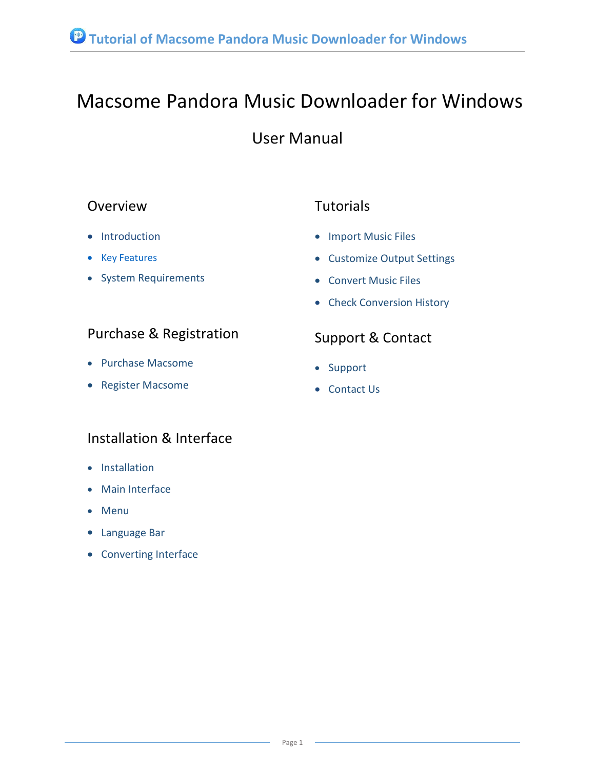# Macsome Pandora Music Downloader for Windows

## User Manual

### Overview

- Introduction
- Key Features
- System Requirements

### Purchase & Registration

- Purchase Macsome
- Register Macsome

### Installation & Interface

- Installation
- Main Interface
- Menu
- Language Bar
- Converting Interface

### Tutorials

- Import Music Files
- Customize Output Settings
- Convert Music Files
- Check Conversion History

### Support & Contact

- Support
- Contact Us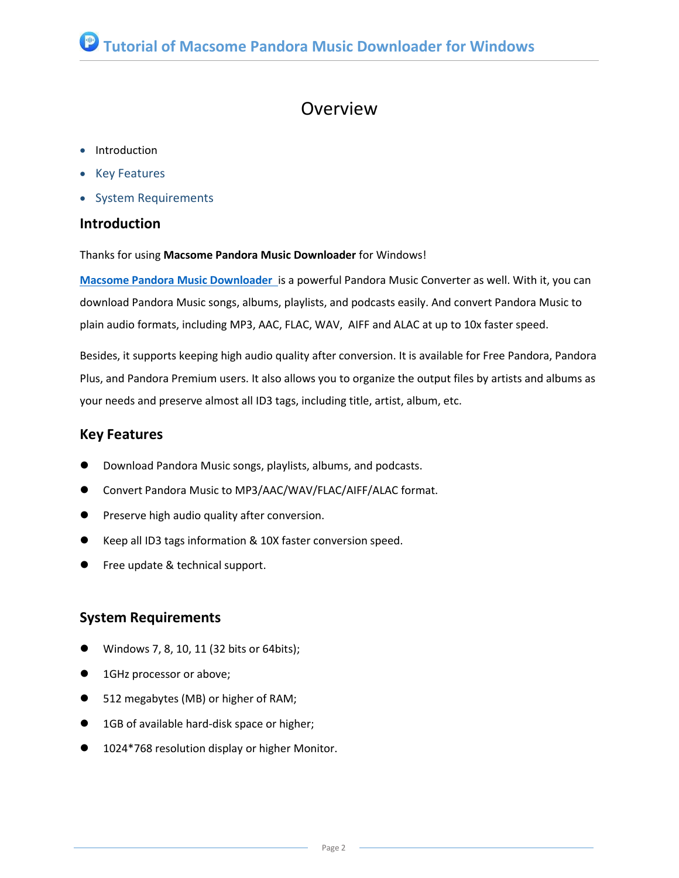# Overview

- Introduction
- Key Features
- System Requirements

## Introduction

Thanks for using **Macsome Pandora Music Downloader** for Windows!

**Macsome Pandora Music Downloader** is a powerful Pandora Music Converter as well. With it, you can download Pandora Music songs, albums, playlists, and podcasts easily. And convert Pandora Music to plain audio formats, including MP3, AAC, FLAC, WAV, AIFF and ALAC at up to 10x faster speed.

Besides, it supports keeping high audio quality after conversion. It is available for Free Pandora, Pandora Plus, and Pandora Premium users. It also allows you to organize the output files by artists and albums as your needs and preserve almost all ID3 tags, including title, artist, album, etc.

## Key Features

- Download Pandora Music songs, playlists, albums, and podcasts.
- Convert Pandora Music to MP3/AAC/WAV/FLAC/AIFF/ALAC format.
- Preserve high audio quality after conversion.
- Keep all ID3 tags information & 10X faster conversion speed.
- Free update & technical support.

## System Requirements

- Windows 7, 8, 10, 11 (32 bits or 64bits);
- 1GHz processor or above;
- 512 megabytes (MB) or higher of RAM;
- 1GB of available hard-disk space or higher;
- 1024*768 resolution display or higher Monitor.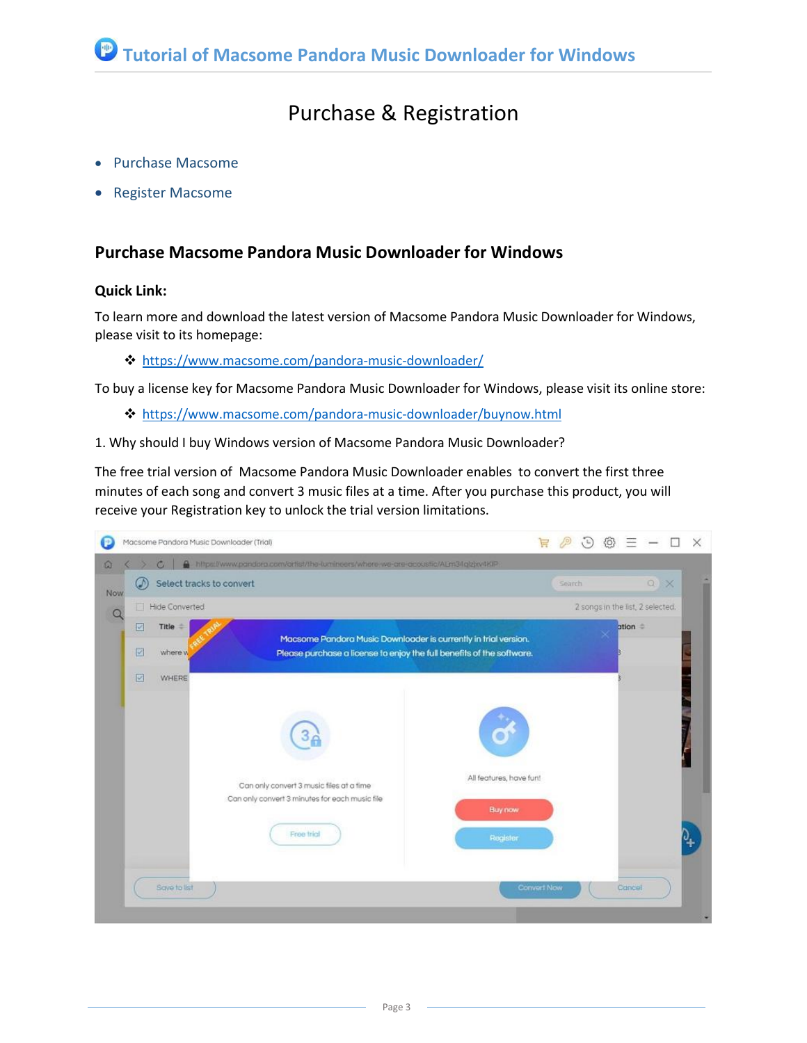# Purchase & Registration

- Purchase Macsome
- Register Macsome

## Purchase Macsome Pandora Music Downloader for Windows

### Quick Link:

To learn more and download the latest version of Macsome Pandora Music Downloader for Windows, please visit to its homepage:

- https://www.macsome.com/pandora-music-downloader/

To buy a license key for Macsome Pandora Music Downloader for Windows, please visit its online store:

- https://www.macsome.com/pandora-music-downloader/buynow.html

1. Why should I buy Windows version of Macsome Pandora Music Downloader?

The free trial version of Macsome Pandora Music Downloader enables to convert the first three minutes of each song and convert 3 music files at a time. After you purchase this product, you will receive your Registration key to unlock the trial version limitations.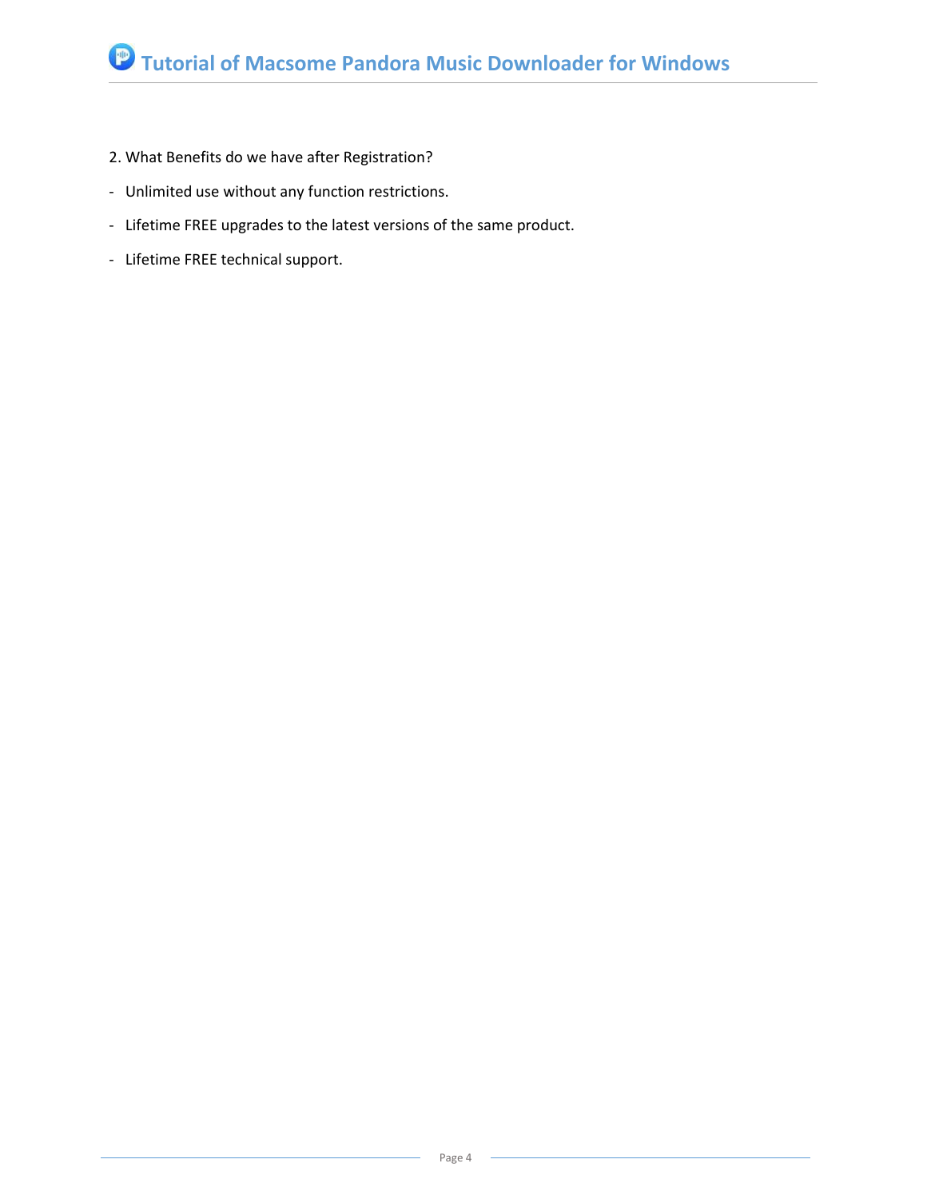2. What Benefits do we have after Registration?

- Unlimited use without any function restrictions.
- Lifetime FREE upgrades to the latest versions of the same product.
- Lifetime FREE technical support.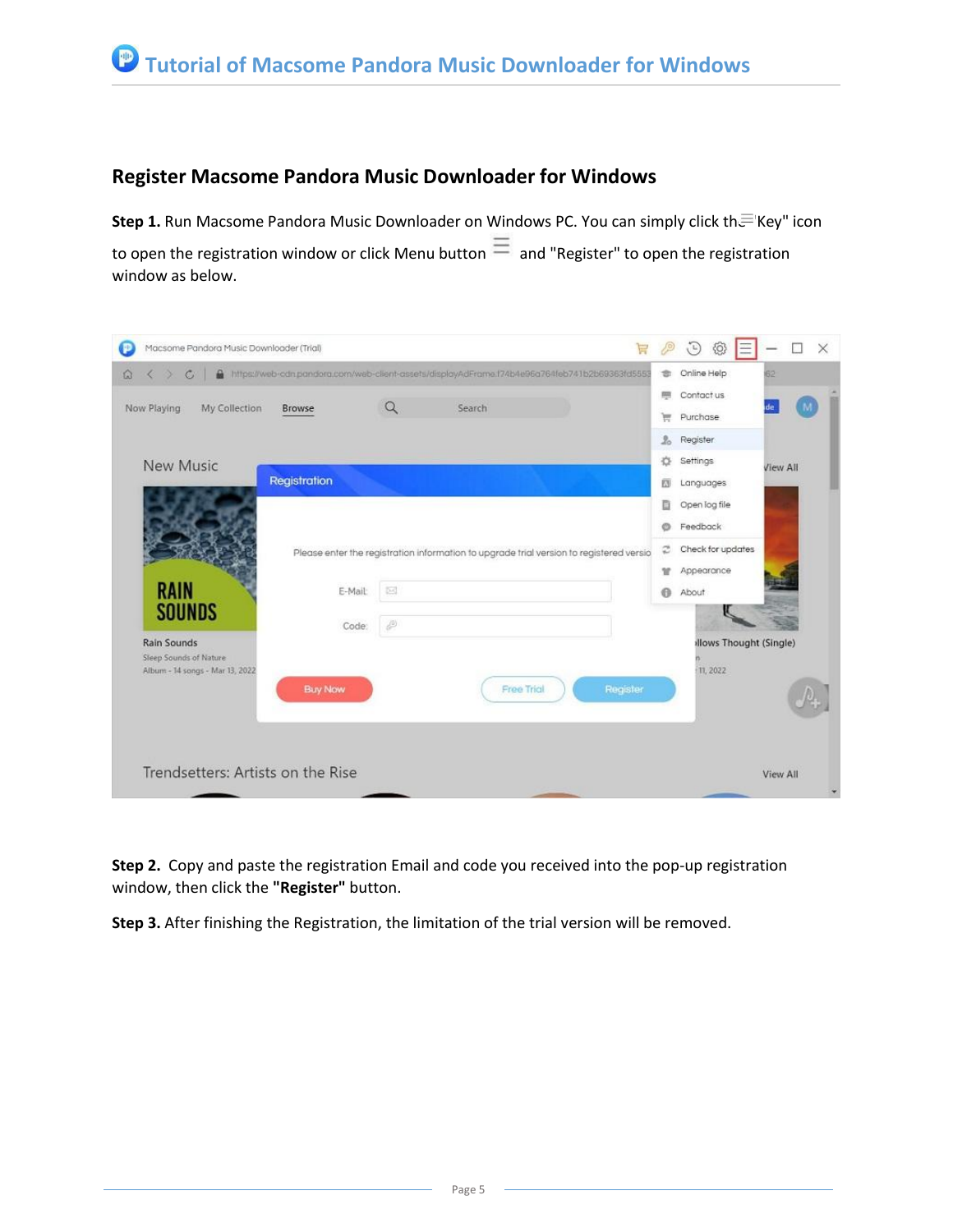## Register Macsome Pandora Music Downloader for Windows

**Step 1.** Run Macsome Pandora Music Downloader on Windows PC. You can simply click the "Key" icon to open the registration window or click Menu button and "Register" to open the registration window as below.

**Step 2.** Copy and paste the registration Email and code you received into the pop-up registration window, then click the **"Register"** button.

**Step 3.** After finishing the Registration, the limitation of the trial version will be removed.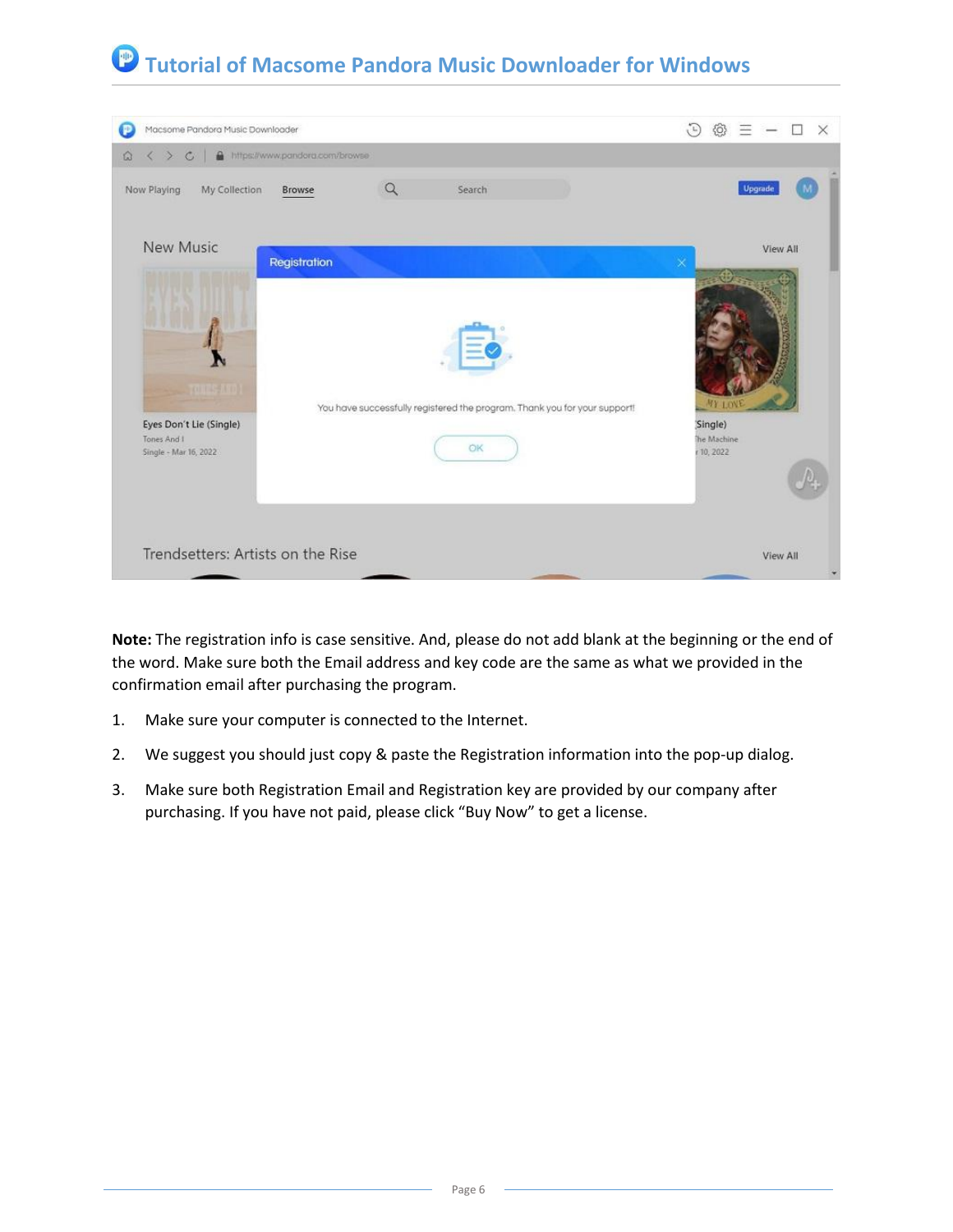**Note:** The registration info is case sensitive. And, please do not add blank at the beginning or the end of the word. Make sure both the Email address and key code are the same as what we provided in the confirmation email after purchasing the program.

1. Make sure your computer is connected to the Internet.
2. We suggest you should just copy & paste the Registration information into the pop-up dialog.
3. Make sure both Registration Email and Registration key are provided by our company after purchasing. If you have not paid, please click “Buy Now” to get a license.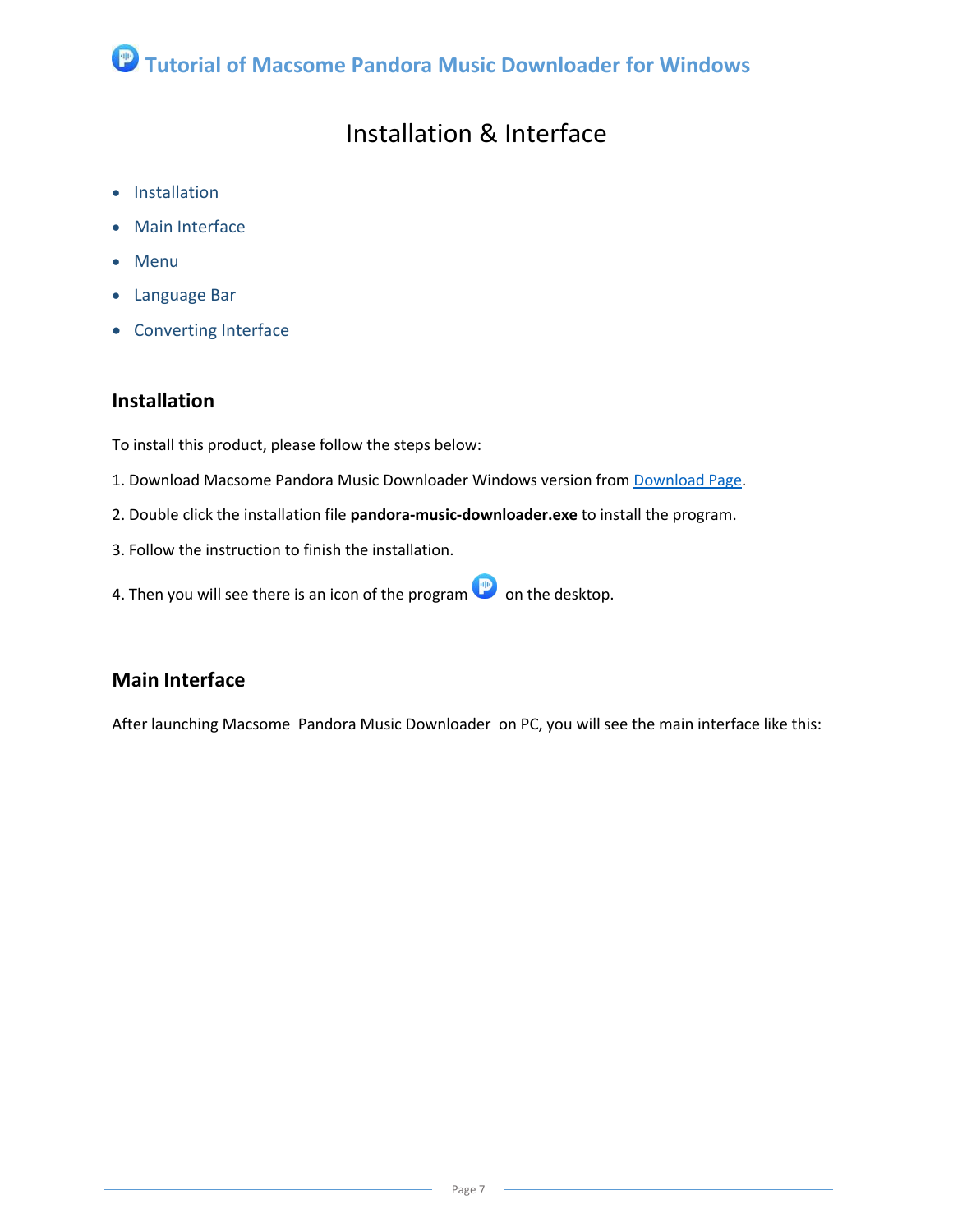# Installation & Interface

- Installation
- Main Interface
- Menu
- Language Bar
- Converting Interface

## Installation

To install this product, please follow the steps below:

1. Download Macsome Pandora Music Downloader Windows version from Download Page.
2. Double click the installation file **pandora-music-downloader.exe** to install the program.
3. Follow the instruction to finish the installation.
4. Then you will see there is an icon of the program on the desktop.

## Main Interface

After launching Macsome Pandora Music Downloader on PC, you will see the main interface like this: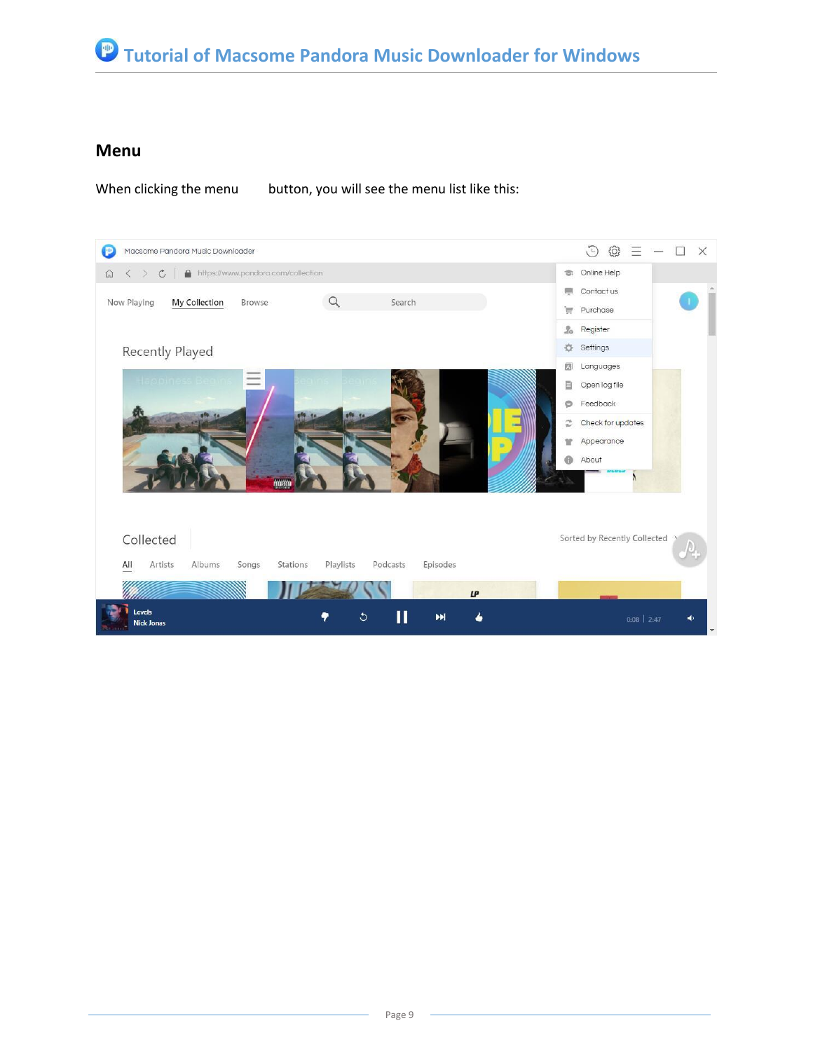## Menu

When clicking the menu button, you will see the menu list like this: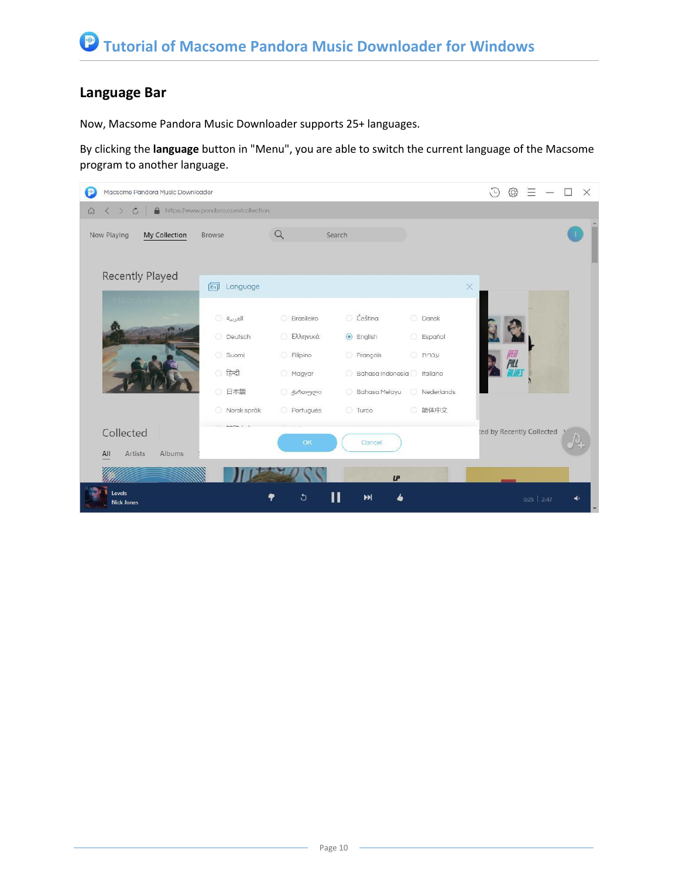## Language Bar

Now, Macsome Pandora Music Downloader supports 25+ languages.

By clicking the **language** button in "Menu", you are able to switch the current language of the Macsome program to another language.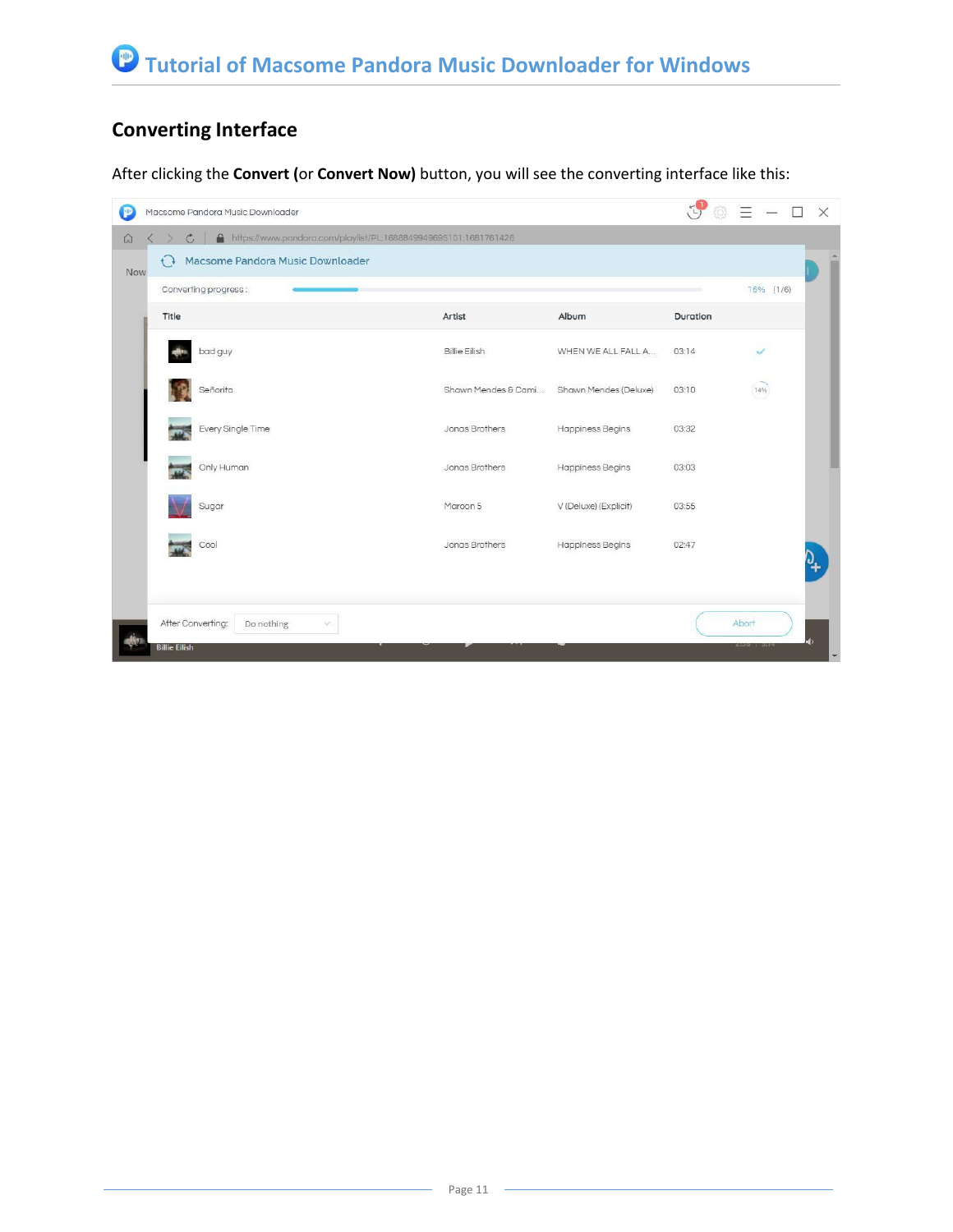## Converting Interface

After clicking the **Convert (**or **Convert Now)** button, you will see the converting interface like this: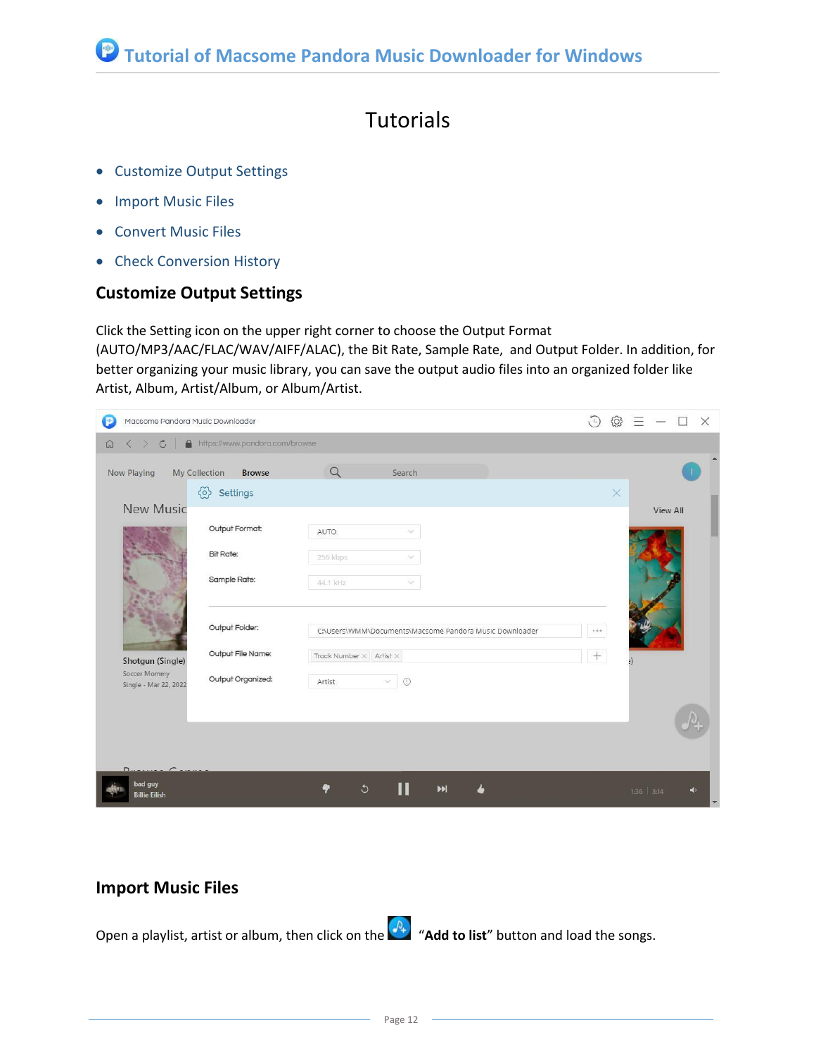# Tutorials

- Customize Output Settings
- Import Music Files
- Convert Music Files
- Check Conversion History

## Customize Output Settings

Click the Setting icon on the upper right corner to choose the Output Format (AUTO/MP3/AAC/FLAC/WAV/AIFF/ALAC), the Bit Rate, Sample Rate, and Output Folder. In addition, for better organizing your music library, you can save the output audio files into an organized folder like Artist, Album, Artist/Album, or Album/Artist.

## Import Music Files

Open a playlist, artist or album, then click on the "**Add to list**" button and load the songs.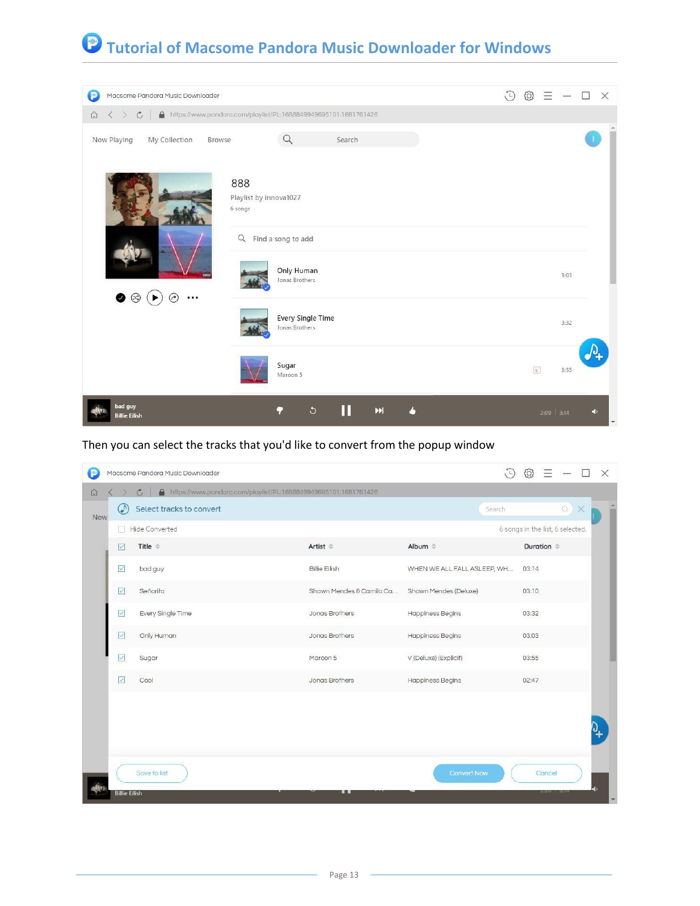Then you can select the tracks that you'd like to convert from the popup window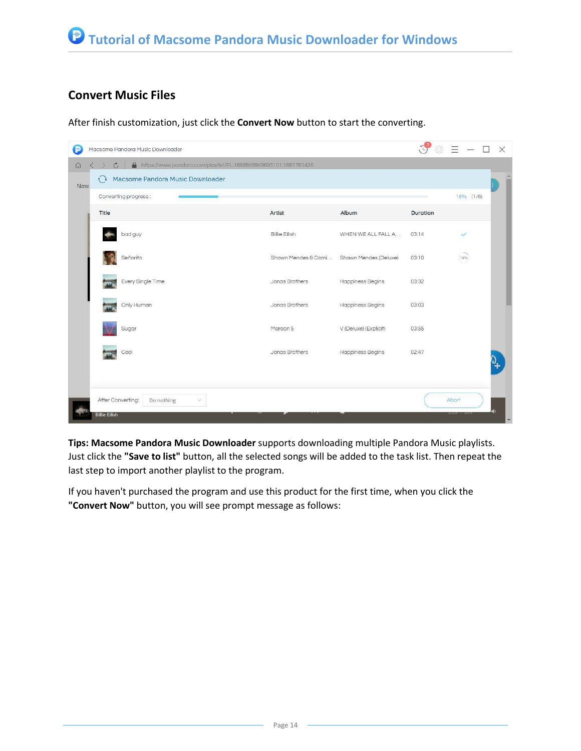## Convert Music Files

After finish customization, just click the **Convert Now** button to start the converting.

**Tips: Macsome Pandora Music Downloader** supports downloading multiple Pandora Music playlists. Just click the **"Save to list"** button, all the selected songs will be added to the task list. Then repeat the last step to import another playlist to the program.

If you haven't purchased the program and use this product for the first time, when you click the **"Convert Now"** button, you will see prompt message as follows: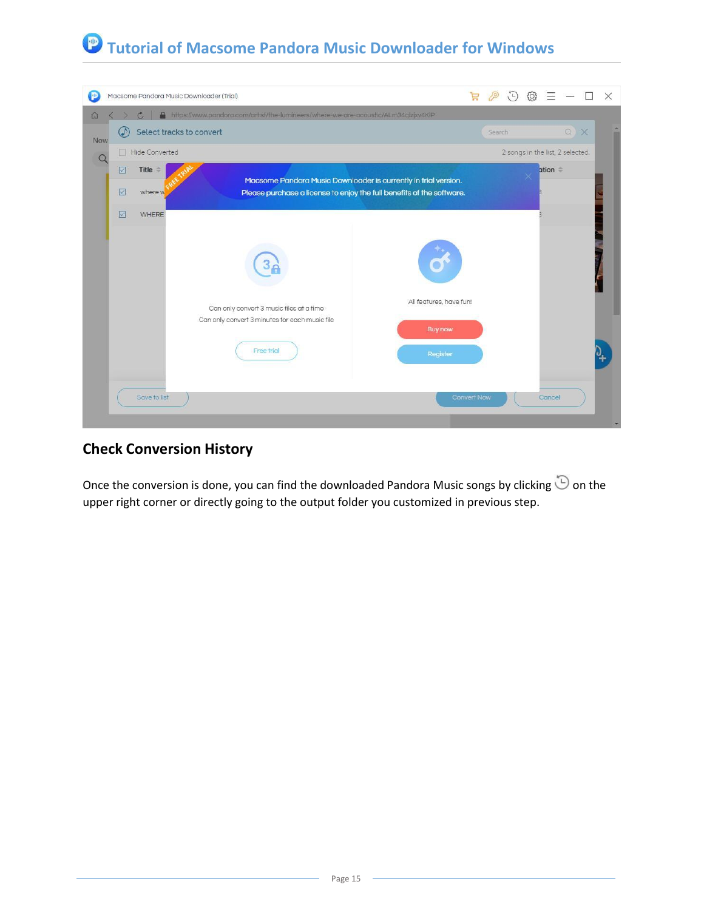## Check Conversion History

Once the conversion is done, you can find the downloaded Pandora Music songs by clicking 🕒 on the upper right corner or directly going to the output folder you customized in previous step.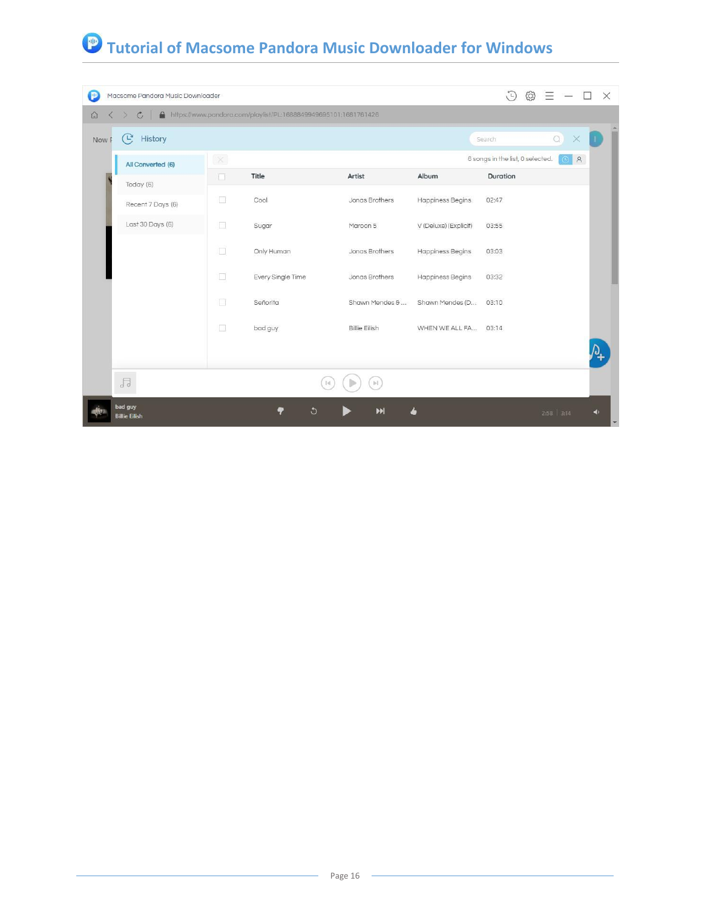| Title | Artist | Album | Duration |
|---|---|---|---|
| Cool | Jonas Brothers | Happiness Begins | 02:47 |
| Sugar | Maroon 5 | V (Deluxe) (Explicit) | 03:55 |
| Only Human | Jonas Brothers | Happiness Begins | 03:03 |
| Every Single Time | Jonas Brothers | Happiness Begins | 03:32 |
| Señorita | Shawn Mendes & ... | Shawn Mendes (D... | 03:10 |
| bad guy | Billie Eilish | WHEN WE ALL FA... | 03:14 |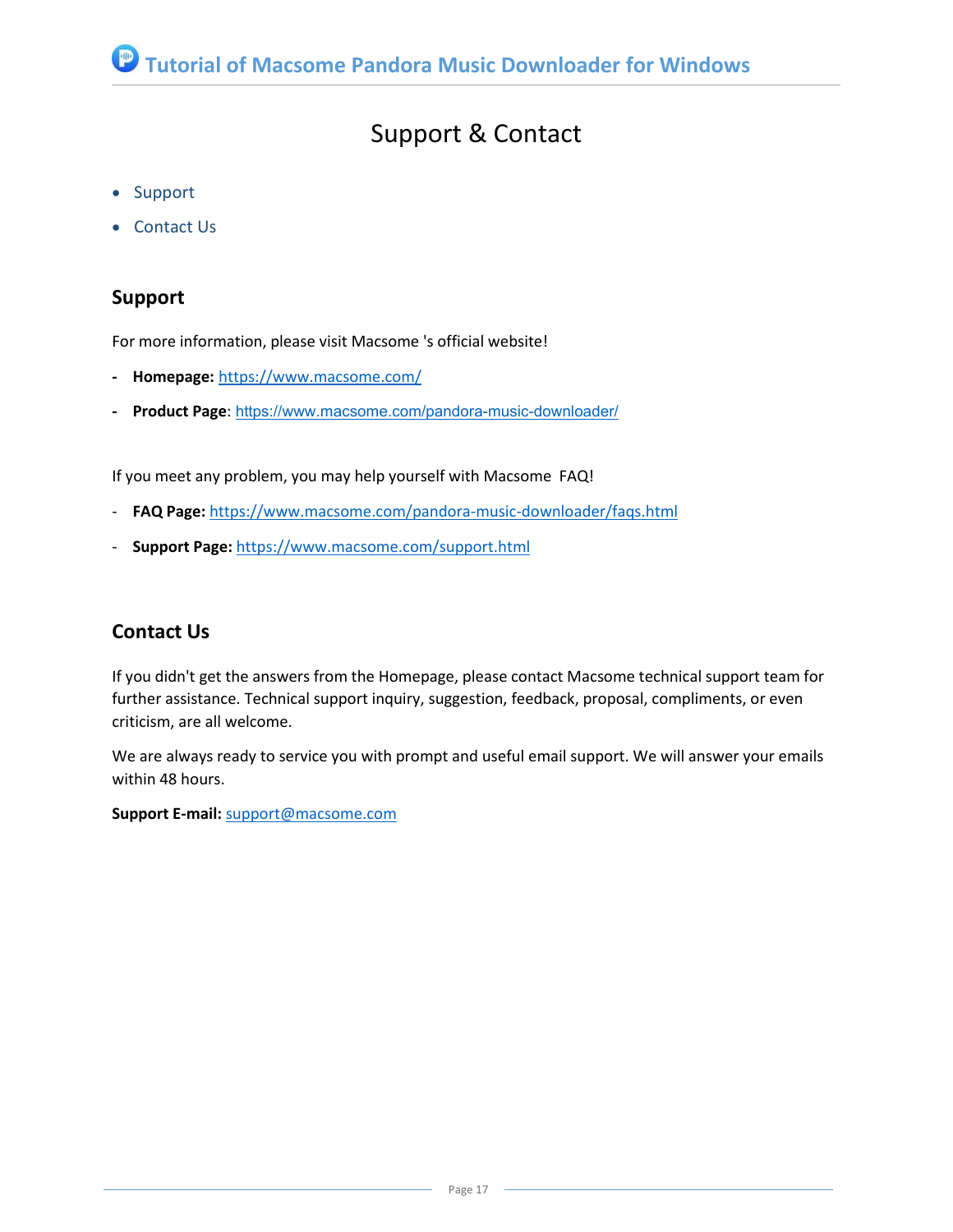# Support & Contact

- Support
- Contact Us

## Support

For more information, please visit Macsome 's official website!

- **Homepage:** https://www.macsome.com/
- **Product Page**: https://www.macsome.com/pandora-music-downloader/

If you meet any problem, you may help yourself with Macsome FAQ!

- **FAQ Page:** https://www.macsome.com/pandora-music-downloader/faqs.html
- **Support Page:** https://www.macsome.com/support.html

## Contact Us

If you didn't get the answers from the Homepage, please contact Macsome technical support team for further assistance. Technical support inquiry, suggestion, feedback, proposal, compliments, or even criticism, are all welcome.

We are always ready to service you with prompt and useful email support. We will answer your emails within 48 hours.

**Support E-mail:** support@macsome.com